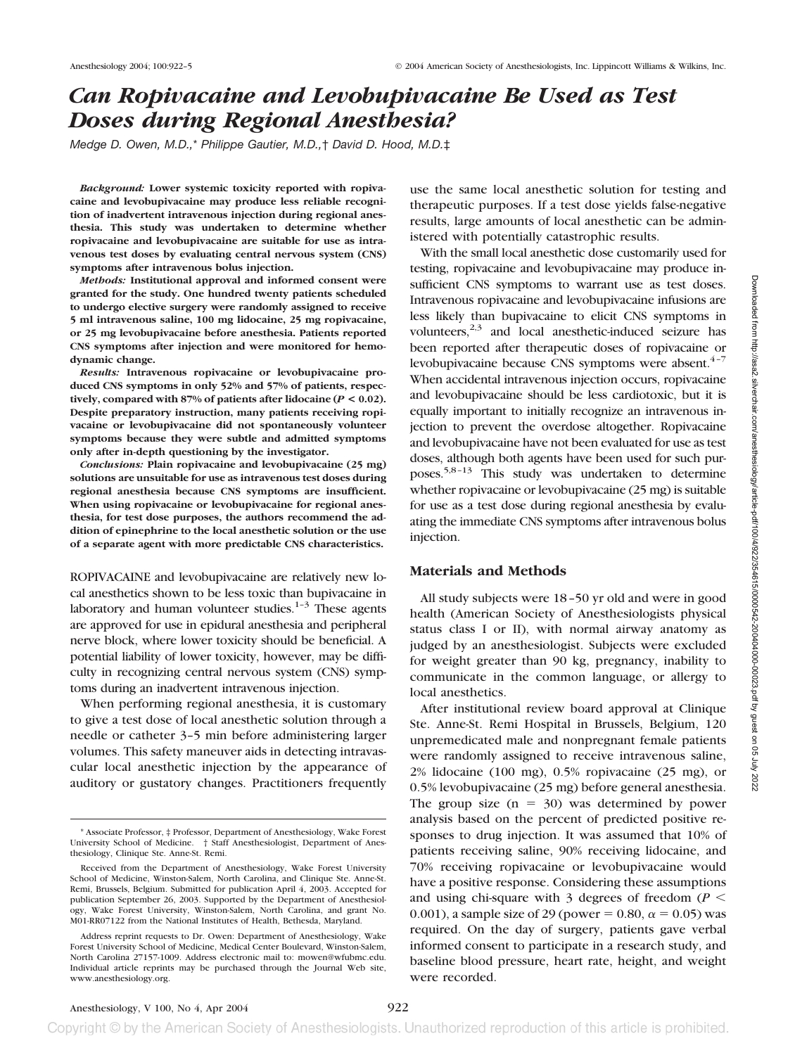# Can Ropivacaine and Levobupivacaine Be Used as Test Doses during Regional Anesthesia?

*Medge D. Owen, M.D.,\* Philippe Gautier, M.D.,† David D. Hood, M.D.‡*

*Background:* **Lower systemic toxicity reported with ropivacaine and levobupivacaine may produce less reliable recognition of inadvertent intravenous injection during regional anesthesia. This study was undertaken to determine whether ropivacaine and levobupivacaine are suitable for use as intravenous test doses by evaluating central nervous system (CNS) symptoms after intravenous bolus injection.**

*Methods:* **Institutional approval and informed consent were granted for the study. One hundred twenty patients scheduled to undergo elective surgery were randomly assigned to receive 5 ml intravenous saline, 100 mg lidocaine, 25 mg ropivacaine, or 25 mg levobupivacaine before anesthesia. Patients reported CNS symptoms after injection and were monitored for hemodynamic change.**

*Results:* **Intravenous ropivacaine or levobupivacaine produced CNS symptoms in only 52% and 57% of patients, respectively, compared with 87% of patients after lidocaine ($P < 0.02$). Despite preparatory instruction, many patients receiving ropivacaine or levobupivacaine did not spontaneously volunteer symptoms because they were subtle and admitted symptoms only after in-depth questioning by the investigator.**

*Conclusions:* **Plain ropivacaine and levobupivacaine (25 mg) solutions are unsuitable for use as intravenous test doses during regional anesthesia because CNS symptoms are insufficient. When using ropivacaine or levobupivacaine for regional anesthesia, for test dose purposes, the authors recommend the addition of epinephrine to the local anesthetic solution or the use of a separate agent with more predictable CNS characteristics.**

ROPIVACAINE and levobupivacaine are relatively new local anesthetics shown to be less toxic than bupivacaine in laboratory and human volunteer studies.[1–3] These agents are approved for use in epidural anesthesia and peripheral nerve block, where lower toxicity should be beneficial. A potential liability of lower toxicity, however, may be difficulty in recognizing central nervous system (CNS) symptoms during an inadvertent intravenous injection.

When performing regional anesthesia, it is customary to give a test dose of local anesthetic solution through a needle or catheter 3–5 min before administering larger volumes. This safety maneuver aids in detecting intravascular local anesthetic injection by the appearance of auditory or gustatory changes. Practitioners frequently use the same local anesthetic solution for testing and therapeutic purposes. If a test dose yields false-negative results, large amounts of local anesthetic can be administered with potentially catastrophic results.

With the small local anesthetic dose customarily used for testing, ropivacaine and levobupivacaine may produce insufficient CNS symptoms to warrant use as test doses. Intravenous ropivacaine and levobupivacaine infusions are less likely than bupivacaine to elicit CNS symptoms in volunteers,[2,3] and local anesthetic-induced seizure has been reported after therapeutic doses of ropivacaine or levobupivacaine because CNS symptoms were absent.[4–7] When accidental intravenous injection occurs, ropivacaine and levobupivacaine should be less cardiotoxic, but it is equally important to initially recognize an intravenous injection to prevent the overdose altogether. Ropivacaine and levobupivacaine have not been evaluated for use as test doses, although both agents have been used for such purposes.[5,8–13] This study was undertaken to determine whether ropivacaine or levobupivacaine (25 mg) is suitable for use as a test dose during regional anesthesia by evaluating the immediate CNS symptoms after intravenous bolus injection.

## Materials and Methods

All study subjects were 18–50 yr old and were in good health (American Society of Anesthesiologists physical status class I or II), with normal airway anatomy as judged by an anesthesiologist. Subjects were excluded for weight greater than 90 kg, pregnancy, inability to communicate in the common language, or allergy to local anesthetics.

After institutional review board approval at Clinique Ste. Anne-St. Remi Hospital in Brussels, Belgium, 120 unpremedicated male and nonpregnant female patients were randomly assigned to receive intravenous saline, 2% lidocaine (100 mg), 0.5% ropivacaine (25 mg), or 0.5% levobupivacaine (25 mg) before general anesthesia. The group size ($n = 30$) was determined by power analysis based on the percent of predicted positive responses to drug injection. It was assumed that 10% of patients receiving saline, 90% receiving lidocaine, and 70% receiving ropivacaine or levobupivacaine would have a positive response. Considering these assumptions and using chi-square with 3 degrees of freedom ($P < 0.001$), a sample size of 29 (power = 0.80, $\alpha = 0.05$) was required. On the day of surgery, patients gave verbal informed consent to participate in a research study, and baseline blood pressure, heart rate, height, and weight were recorded.

\* Associate Professor, ‡ Professor, Department of Anesthesiology, Wake Forest University School of Medicine. † Staff Anesthesiologist, Department of Anesthesiology, Clinique Ste. Anne-St. Remi.

Received from the Department of Anesthesiology, Wake Forest University School of Medicine, Winston-Salem, North Carolina, and Clinique Ste. Anne-St. Remi, Brussels, Belgium. Submitted for publication April 4, 2003. Accepted for publication September 26, 2003. Supported by the Department of Anesthesiology, Wake Forest University, Winston-Salem, North Carolina, and grant No. M01-RR07122 from the National Institutes of Health, Bethesda, Maryland.

Address reprint requests to Dr. Owen: Department of Anesthesiology, Wake Forest University School of Medicine, Medical Center Boulevard, Winston-Salem, North Carolina 27157-1009. Address electronic mail to: mowen@wfubmc.edu. Individual article reprints may be purchased through the Journal Web site, www.anesthesiology.org.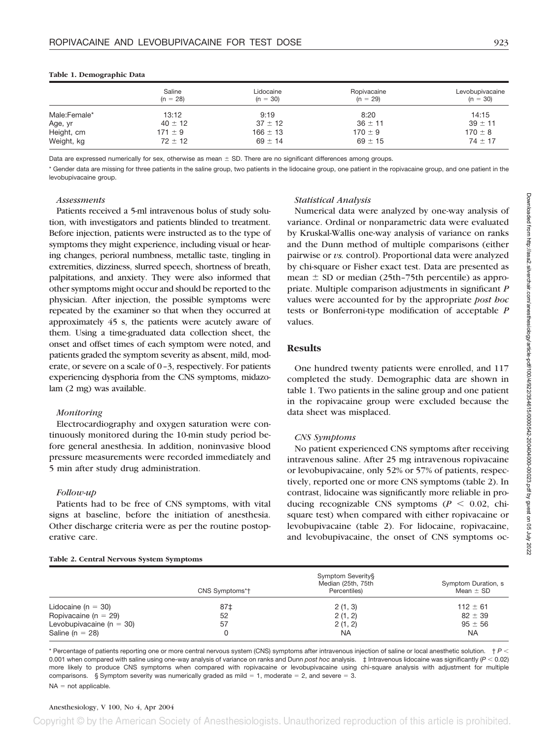**Table 1. Demographic Data**

| | Saline (n = 28) | Lidocaine (n = 30) | Ropivacaine (n = 29) | Levobupivacaine (n = 30) |
|---|---|---|---|---|
| Male:Female* | 13:12 | 9:19 | 8:20 | 14:15 |
| Age, yr | 40 ± 12 | 37 ± 12 | 36 ± 11 | 39 ± 11 |
| Height, cm | 171 ± 9 | 166 ± 13 | 170 ± 9 | 170 ± 8 |
| Weight, kg | 72 ± 12 | 69 ± 14 | 69 ± 15 | 74 ± 17 |

Data are expressed numerically for sex, otherwise as mean ± SD. There are no significant differences among groups.

* Gender data are missing for three patients in the saline group, two patients in the lidocaine group, one patient in the ropivacaine group, and one patient in the levobupivacaine group.

### *Assessments*

Patients received a 5-ml intravenous bolus of study solution, with investigators and patients blinded to treatment. Before injection, patients were instructed as to the type of symptoms they might experience, including visual or hearing changes, perioral numbness, metallic taste, tingling in extremities, dizziness, slurred speech, shortness of breath, palpitations, and anxiety. They were also informed that other symptoms might occur and should be reported to the physician. After injection, the possible symptoms were repeated by the examiner so that when they occurred at approximately 45 s, the patients were acutely aware of them. Using a time-graduated data collection sheet, the onset and offset times of each symptom were noted, and patients graded the symptom severity as absent, mild, moderate, or severe on a scale of 0–3, respectively. For patients experiencing dysphoria from the CNS symptoms, midazolam (2 mg) was available.

### *Monitoring*

Electrocardiography and oxygen saturation were continuously monitored during the 10-min study period before general anesthesia. In addition, noninvasive blood pressure measurements were recorded immediately and 5 min after study drug administration.

### *Follow-up*

Patients had to be free of CNS symptoms, with vital signs at baseline, before the initiation of anesthesia. Other discharge criteria were as per the routine postoperative care.

### *Statistical Analysis*

Numerical data were analyzed by one-way analysis of variance. Ordinal or nonparametric data were evaluated by Kruskal-Wallis one-way analysis of variance on ranks and the Dunn method of multiple comparisons (either pairwise or *vs.* control). Proportional data were analyzed by chi-square or Fisher exact test. Data are presented as mean ± SD or median (25th–75th percentile) as appropriate. Multiple comparison adjustments in significant *P* values were accounted for by the appropriate *post hoc* tests or Bonferroni-type modification of acceptable *P* values.

## Results

One hundred twenty patients were enrolled, and 117 completed the study. Demographic data are shown in table 1. Two patients in the saline group and one patient in the ropivacaine group were excluded because the data sheet was misplaced.

### *CNS Symptoms*

No patient experienced CNS symptoms after receiving intravenous saline. After 25 mg intravenous ropivacaine or levobupivacaine, only 52% or 57% of patients, respectively, reported one or more CNS symptoms (table 2). In contrast, lidocaine was significantly more reliable in producing recognizable CNS symptoms ($P < 0.02$, chi-square test) when compared with either ropivacaine or levobupivacaine (table 2). For lidocaine, ropivacaine, and levobupivacaine, the onset of CNS symptoms oc-

**Table 2. Central Nervous System Symptoms**

| | CNS Symptoms*† | Symptom Severity§ Median (25th, 75th Percentiles) | Symptom Duration, s Mean ± SD |
|---|---|---|---|
| Lidocaine (n = 30) | 87‡ | 2 (1, 3) | 112 ± 61 |
| Ropivacaine (n = 29) | 52 | 2 (1, 2) | 82 ± 39 |
| Levobupivacaine (n = 30) | 57 | 2 (1, 2) | 95 ± 56 |
| Saline (n = 28) | 0 | NA | NA |

* Percentage of patients reporting one or more central nervous system (CNS) symptoms after intravenous injection of saline or local anesthetic solution. † $P < 0.001$ when compared with saline using one-way analysis of variance on ranks and Dunn *post hoc* analysis. ‡ Intravenous lidocaine was significantly ($P < 0.02$) more likely to produce CNS symptoms when compared with ropivacaine or levobupivacaine using chi-square analysis with adjustment for multiple comparisons. § Symptom severity was numerically graded as mild = 1, moderate = 2, and severe = 3.

NA = not applicable.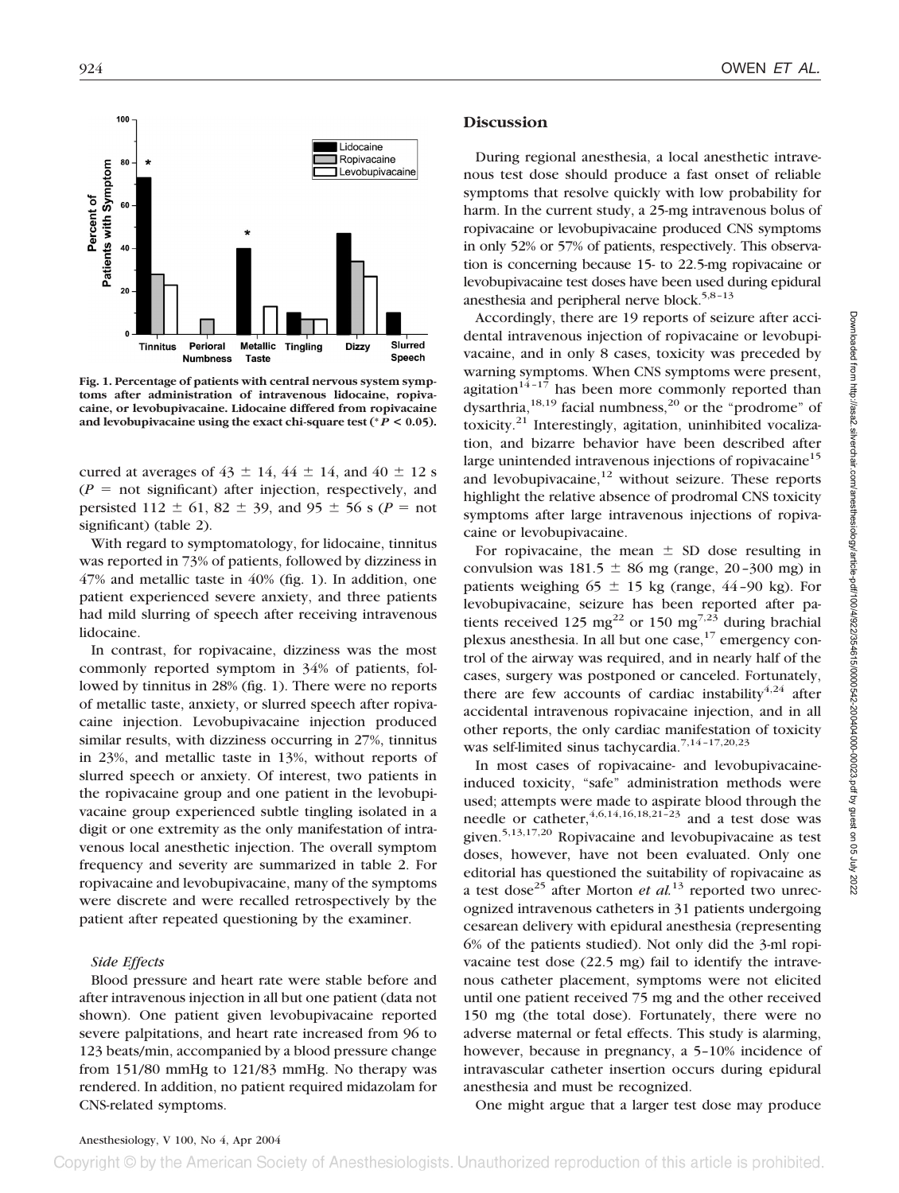**Fig. 1. Percentage of patients with central nervous system symptoms after administration of intravenous lidocaine, ropivacaine, or levobupivacaine. Lidocaine differed from ropivacaine and levobupivacaine using the exact chi-square test (* $P < 0.05$).**

curred at averages of $43 \pm 14$, $44 \pm 14$, and $40 \pm 12$ s ($P$ = not significant) after injection, respectively, and persisted $112 \pm 61$, $82 \pm 39$, and $95 \pm 56$ s ($P$ = not significant) (table 2).

With regard to symptomatology, for lidocaine, tinnitus was reported in 73% of patients, followed by dizziness in 47% and metallic taste in 40% (fig. 1). In addition, one patient experienced severe anxiety, and three patients had mild slurring of speech after receiving intravenous lidocaine.

In contrast, for ropivacaine, dizziness was the most commonly reported symptom in 34% of patients, followed by tinnitus in 28% (fig. 1). There were no reports of metallic taste, anxiety, or slurred speech after ropivacaine injection. Levobupivacaine injection produced similar results, with dizziness occurring in 27%, tinnitus in 23%, and metallic taste in 13%, without reports of slurred speech or anxiety. Of interest, two patients in the ropivacaine group and one patient in the levobupivacaine group experienced subtle tingling isolated in a digit or one extremity as the only manifestation of intravenous local anesthetic injection. The overall symptom frequency and severity are summarized in table 2. For ropivacaine and levobupivacaine, many of the symptoms were discrete and were recalled retrospectively by the patient after repeated questioning by the examiner.

*Side Effects*

Blood pressure and heart rate were stable before and after intravenous injection in all but one patient (data not shown). One patient given levobupivacaine reported severe palpitations, and heart rate increased from 96 to 123 beats/min, accompanied by a blood pressure change from 151/80 mmHg to 121/83 mmHg. No therapy was rendered. In addition, no patient required midazolam for CNS-related symptoms.

## Discussion

During regional anesthesia, a local anesthetic intravenous test dose should produce a fast onset of reliable symptoms that resolve quickly with low probability for harm. In the current study, a 25-mg intravenous bolus of ropivacaine or levobupivacaine produced CNS symptoms in only 52% or 57% of patients, respectively. This observation is concerning because 15- to 22.5-mg ropivacaine or levobupivacaine test doses have been used during epidural anesthesia and peripheral nerve block.[5,8–13]

Accordingly, there are 19 reports of seizure after accidental intravenous injection of ropivacaine or levobupivacaine, and in only 8 cases, toxicity was preceded by warning symptoms. When CNS symptoms were present, agitation[14–17] has been more commonly reported than dysarthria,[18,19] facial numbness,[20] or the "prodrome" of toxicity.[21] Interestingly, agitation, uninhibited vocalization, and bizarre behavior have been described after large unintended intravenous injections of ropivacaine[15] and levobupivacaine,[12] without seizure. These reports highlight the relative absence of prodromal CNS toxicity symptoms after large intravenous injections of ropivacaine or levobupivacaine.

For ropivacaine, the mean ± SD dose resulting in convulsion was $181.5 \pm 86$ mg (range, 20–300 mg) in patients weighing $65 \pm 15$ kg (range, 44–90 kg). For levobupivacaine, seizure has been reported after patients received 125 mg[22] or 150 mg[7,23] during brachial plexus anesthesia. In all but one case,[17] emergency control of the airway was required, and in nearly half of the cases, surgery was postponed or canceled. Fortunately, there are few accounts of cardiac instability[4,24] after accidental intravenous ropivacaine injection, and in all other reports, the only cardiac manifestation of toxicity was self-limited sinus tachycardia.[7,14–17,20,23]

In most cases of ropivacaine- and levobupivacaine-induced toxicity, "safe" administration methods were used; attempts were made to aspirate blood through the needle or catheter,[4,6,14,16,18,21–23] and a test dose was given.[5,13,17,20] Ropivacaine and levobupivacaine as test doses, however, have not been evaluated. Only one editorial has questioned the suitability of ropivacaine as a test dose[25] after Morton *et al.*[13] reported two unrecognized intravenous catheters in 31 patients undergoing cesarean delivery with epidural anesthesia (representing 6% of the patients studied). Not only did the 3-ml ropivacaine test dose (22.5 mg) fail to identify the intravenous catheter placement, symptoms were not elicited until one patient received 75 mg and the other received 150 mg (the total dose). Fortunately, there were no adverse maternal or fetal effects. This study is alarming, however, because in pregnancy, a 5–10% incidence of intravascular catheter insertion occurs during epidural anesthesia and must be recognized.

One might argue that a larger test dose may produce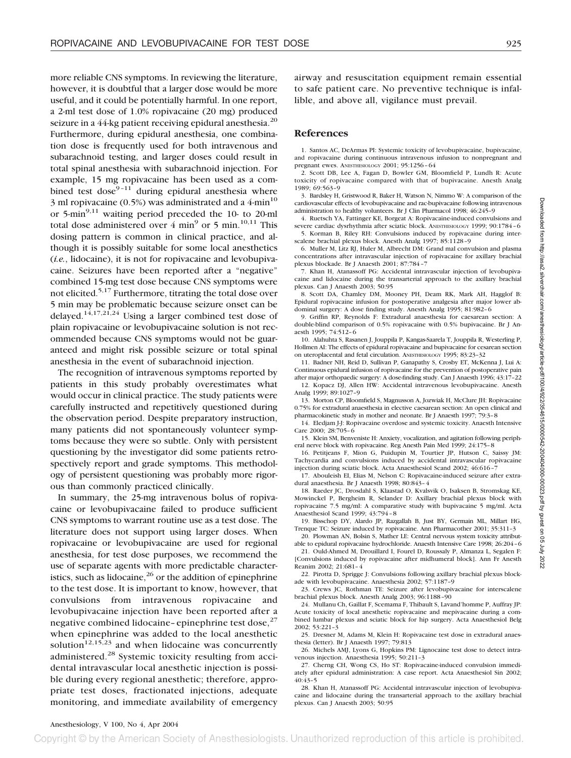more reliable CNS symptoms. In reviewing the literature, however, it is doubtful that a larger dose would be more useful, and it could be potentially harmful. In one report, a 2-ml test dose of 1.0% ropivacaine (20 mg) produced seizure in a 44-kg patient receiving epidural anesthesia.[20] Furthermore, during epidural anesthesia, one combination dose is frequently used for both intravenous and subarachnoid testing, and larger doses could result in total spinal anesthesia with subarachnoid injection. For example, 15 mg ropivacaine has been used as a combined test dose[9–11] during epidural anesthesia where 3 ml ropivacaine (0.5%) was administrated and a 4-min[10] or 5-min[9,11] waiting period preceded the 10- to 20-ml total dose administered over 4 min[9] or 5 min.[10,11] This dosing pattern is common in clinical practice, and although it is possibly suitable for some local anesthetics (*i.e.*, lidocaine), it is not for ropivacaine and levobupivacaine. Seizures have been reported after a "negative" combined 15-mg test dose because CNS symptoms were not elicited.[5,17] Furthermore, titrating the total dose over 5 min may be problematic because seizure onset can be delayed.[14,17,21,24] Using a larger combined test dose of plain ropivacaine or levobupivacaine solution is not recommended because CNS symptoms would not be guaranteed and might risk possible seizure or total spinal anesthesia in the event of subarachnoid injection.

The recognition of intravenous symptoms reported by patients in this study probably overestimates what would occur in clinical practice. The study patients were carefully instructed and repetitively questioned during the observation period. Despite preparatory instruction, many patients did not spontaneously volunteer symptoms because they were so subtle. Only with persistent questioning by the investigator did some patients retrospectively report and grade symptoms. This methodology of persistent questioning was probably more rigorous than commonly practiced clinically.

In summary, the 25-mg intravenous bolus of ropivacaine or levobupivacaine failed to produce sufficient CNS symptoms to warrant routine use as a test dose. The literature does not support using larger doses. When ropivacaine or levobupivacaine are used for regional anesthesia, for test dose purposes, we recommend the use of separate agents with more predictable characteristics, such as lidocaine,[26] or the addition of epinephrine to the test dose. It is important to know, however, that convulsions from intravenous ropivacaine and levobupivacaine injection have been reported after a negative combined lidocaine–epinephrine test dose,[27] when epinephrine was added to the local anesthetic solution[12,15,23] and when lidocaine was concurrently administered.[28] Systemic toxicity resulting from accidental intravascular local anesthetic injection is possible during every regional anesthetic; therefore, appropriate test doses, fractionated injections, adequate monitoring, and immediate availability of emergency airway and resuscitation equipment remain essential to safe patient care. No preventive technique is infallible, and above all, vigilance must prevail.

## References

1. Santos AC, DeArmas PI: Systemic toxicity of levobupivacaine, bupivacaine, and ropivacaine during continuous intravenous infusion to nonpregnant and pregnant ewes. Anesthesiology 2001; 95:1256–64
2. Scott DB, Lee A, Fagan D, Bowler GM, Bloomfield P, Lundh R: Acute toxicity of ropivacaine compared with that of bupivacaine. Anesth Analg 1989; 69:563–9
3. Bardsley H, Gristwood R, Baker H, Watson N, Nimmo W: A comparison of the cardiovascular effects of levobupivacaine and rac-bupivacaine following intravenous administration to healthy volunteers. Br J Clin Pharmacol 1998; 46:245–9
4. Ruetsch YA, Fattinger KE, Borgeat A: Ropivacaine-induced convulsions and severe cardiac dysrhythmia after sciatic block. Anesthesiology 1999; 90:1784–6
5. Korman B, Riley RH: Convulsions induced by ropivacaine during interscalene brachial plexus block. Anesth Analg 1997; 85:1128–9
6. Muller M, Litz RJ, Huler M, Albrecht DM: Grand mal convulsion and plasma concentrations after intravascular injection of ropivacaine for axillary brachial plexus blockade. Br J Anaesth 2001; 87:784–7
7. Khan H, Atanassoff PG: Accidental intravascular injection of levobupivacaine and lidocaine during the transarterial approach to the axillary brachial plexus. Can J Anaesth 2003; 50:95
8. Scott DA, Chamley DM, Mooney PH, Deam RK, Mark AH, Hagglof B: Epidural ropivacaine infusion for postoperative analgesia after major lower abdominal surgery: A dose finding study. Anesth Analg 1995; 81:982–6
9. Griffin RP, Reynolds F: Extradural anaesthesia for caesarean section: A double-blind comparison of 0.5% ropivacaine with 0.5% bupivacaine. Br J Anaesth 1995; 74:512–6
10. Alahuhta S, Rasanen J, Jouppila P, Kangas-Saarela T, Jouppila R, Westerling P, Hollmen AI: The effects of epidural ropivacaine and bupivacaine for cesarean section on uteroplacental and fetal circulation. Anesthesiology 1995; 83:23–32
11. Badner NH, Reid D, Sullivan P, Ganapathy S, Crosby ET, McKenna J, Lui A: Continuous epidural infusion of ropivacaine for the prevention of postoperative pain after major orthopaedic surgery: A dose-finding study. Can J Anaesth 1996; 43:17–22
12. Kopacz DJ, Allen HW: Accidental intravenous levobupivacaine. Anesth Analg 1999; 89:1027–9
13. Morton CP, Bloomfield S, Magnusson A, Jozwiak H, McClure JH: Ropivacaine 0.75% for extradural anaesthesia in elective caesarean section: An open clinical and pharmacokinetic study in mother and neonate. Br J Anaesth 1997; 79:3–8
14. Eledjam J-J: Ropivacaine overdose and systemic toxicity. Anaesth Intensive Care 2000; 28:705–6
15. Klein SM, Benveniste H: Anxiety, vocalization, and agitation following peripheral nerve block with ropivacaine. Reg Anesth Pain Med 1999; 24:175–8
16. Petitjeans F, Mion G, Puidupin M, Tourtier JP, Hutson C, Saissy JM: Tachycardia and convulsions induced by accidental intravascular ropivacaine injection during sciatic block. Acta Anaesthesiol Scand 2002; 46:616–7
17. Abouleish EI, Elias M, Nelson C: Ropivacaine-induced seizure after extradural anaesthesia. Br J Anaesth 1998; 80:843–4
18. Raeder JC, Drosdahl S, Klaastad O, Kvalsvik O, Isaksen B, Stromskag KE, Mowinckel P, Bergheim R, Selander D: Axillary brachial plexus block with ropivacaine 7.5 mg/ml: A comparative study with bupivacaine 5 mg/ml. Acta Anaesthesiol Scand 1999; 43:794–8
19. Bisschop DY, Alardo JP, Razgallah B, Just BY, Germain ML, Millart HG, Trenque TC: Seizure induced by ropivacaine. Ann Pharmacother 2001; 35:311–3
20. Plowman AN, Bolsin S, Mather LE: Central nervous system toxicity attributable to epidural ropivacaine hydrochloride. Anaesth Intensive Care 1998; 26:204–6
21. Ould-Ahmed M, Drouillard I, Fourel D, Roussaly P, Almanza L, Segalen F: [Convulsions induced by ropivacaine after midhumeral block]. Ann Fr Anesth Reanim 2002; 21:681–4
22. Pirotta D, Sprigge J: Convulsions following axillary brachial plexus blockade with levobupivacaine. Anaesthesia 2002; 57:1187–9
23. Crews JC, Rothman TE: Seizure after levobupivacaine for interscalene brachial plexus block. Anesth Analg 2003; 96:1188–90
24. Mullanu Ch, Gaillat F, Scemama F, Thibault S, Lavand'homme P, Auffray JP: Acute toxicity of local anesthetic ropivacaine and mepivacaine during a combined lumbar plexus and sciatic block for hip surgery. Acta Anaesthesiol Belg 2002; 53:221–3
25. Dresner M, Adams M, Klein H: Ropivacaine test dose in extradural anaesthesia (letter). Br J Anaesth 1997; 79:813
26. Michels AMJ, Lyons G, Hopkins PM: Lignocaine test dose to detect intravenous injection. Anaesthesia 1995; 50:211–3
27. Chernq CH, Wong CS, Ho ST: Ropivacaine-induced convulsion immediately after epidural administration: A case report. Acta Anaesthesiol Sin 2002; 40:43–5
28. Khan H, Atanassoff PG: Accidental intravascular injection of levobupivacaine and lidocaine during the transarterial approach to the axillary brachial plexus. Can J Anaesth 2003; 50:95